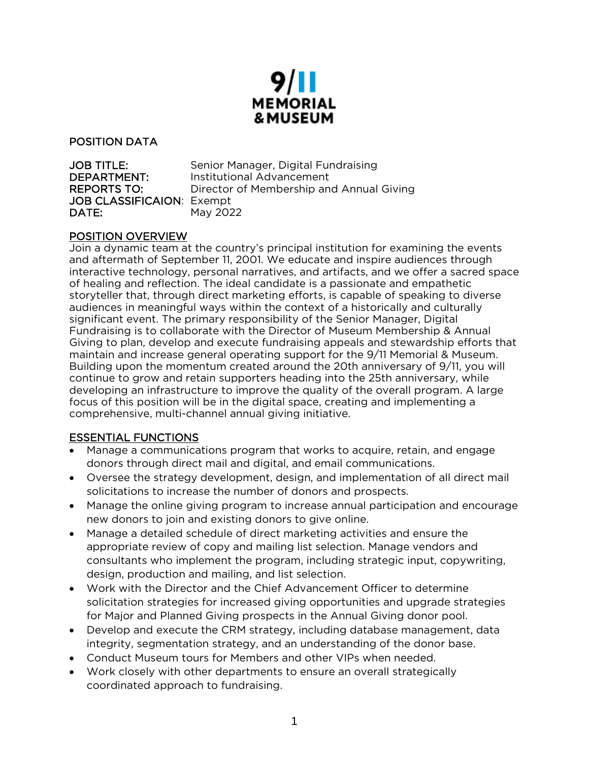9/11 MEMORIAL & MUSEUM

POSITION DATA

**JOB TITLE:** Senior Manager, Digital Fundraising
**DEPARTMENT:** Institutional Advancement
**REPORTS TO:** Director of Membership and Annual Giving
**JOB CLASSIFICAION:** Exempt
**DATE:** May 2022

## POSITION OVERVIEW

Join a dynamic team at the country's principal institution for examining the events and aftermath of September 11, 2001. We educate and inspire audiences through interactive technology, personal narratives, and artifacts, and we offer a sacred space of healing and reflection. The ideal candidate is a passionate and empathetic storyteller that, through direct marketing efforts, is capable of speaking to diverse audiences in meaningful ways within the context of a historically and culturally significant event. The primary responsibility of the Senior Manager, Digital Fundraising is to collaborate with the Director of Museum Membership & Annual Giving to plan, develop and execute fundraising appeals and stewardship efforts that maintain and increase general operating support for the 9/11 Memorial & Museum. Building upon the momentum created around the 20th anniversary of 9/11, you will continue to grow and retain supporters heading into the 25th anniversary, while developing an infrastructure to improve the quality of the overall program. A large focus of this position will be in the digital space, creating and implementing a comprehensive, multi-channel annual giving initiative.

## ESSENTIAL FUNCTIONS

- Manage a communications program that works to acquire, retain, and engage donors through direct mail and digital, and email communications.
- Oversee the strategy development, design, and implementation of all direct mail solicitations to increase the number of donors and prospects.
- Manage the online giving program to increase annual participation and encourage new donors to join and existing donors to give online.
- Manage a detailed schedule of direct marketing activities and ensure the appropriate review of copy and mailing list selection. Manage vendors and consultants who implement the program, including strategic input, copywriting, design, production and mailing, and list selection.
- Work with the Director and the Chief Advancement Officer to determine solicitation strategies for increased giving opportunities and upgrade strategies for Major and Planned Giving prospects in the Annual Giving donor pool.
- Develop and execute the CRM strategy, including database management, data integrity, segmentation strategy, and an understanding of the donor base.
- Conduct Museum tours for Members and other VIPs when needed.
- Work closely with other departments to ensure an overall strategically coordinated approach to fundraising.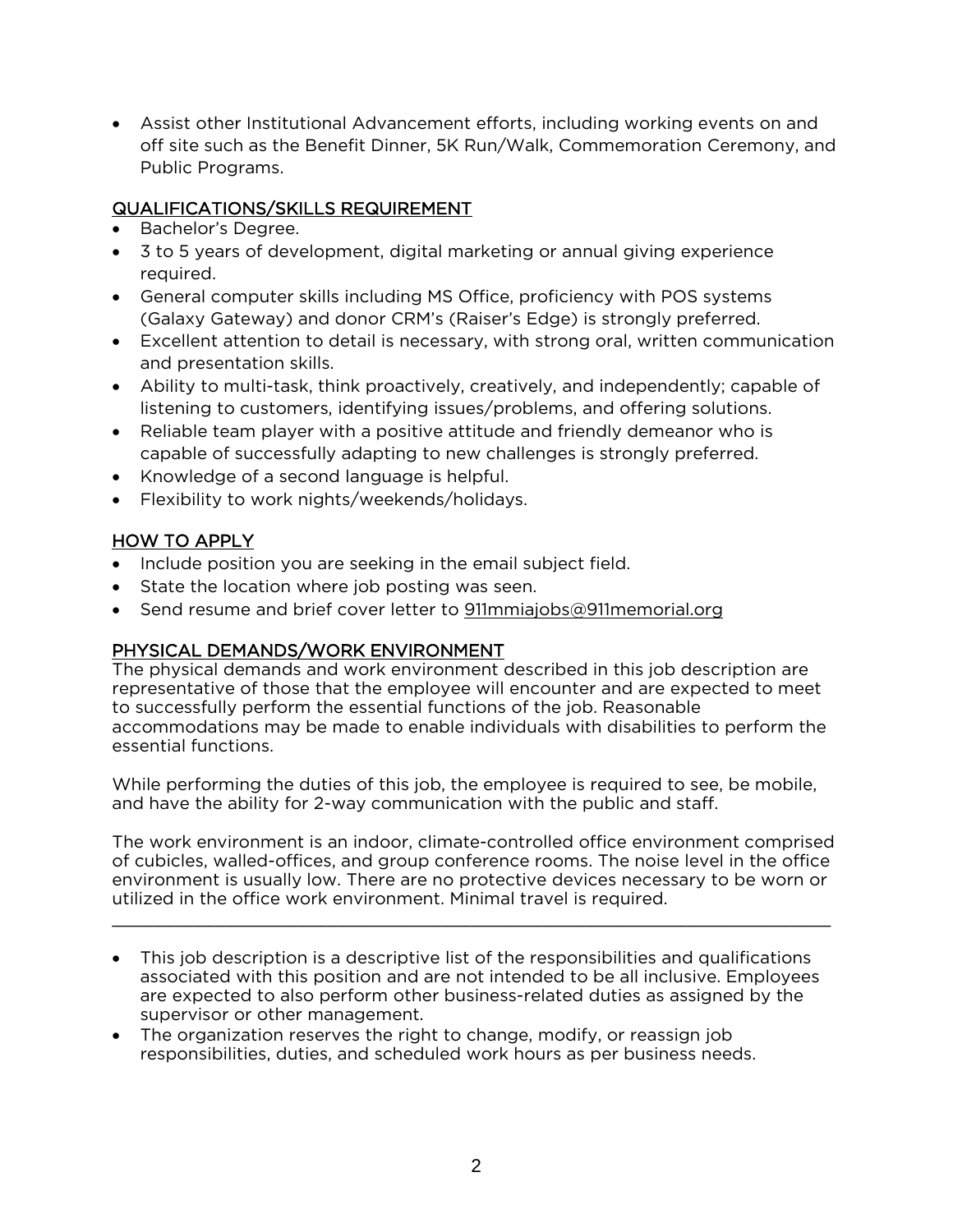- Assist other Institutional Advancement efforts, including working events on and off site such as the Benefit Dinner, 5K Run/Walk, Commemoration Ceremony, and Public Programs.

## QUALIFICATIONS/SKILLS REQUIREMENT

- Bachelor's Degree.
- 3 to 5 years of development, digital marketing or annual giving experience required.
- General computer skills including MS Office, proficiency with POS systems (Galaxy Gateway) and donor CRM's (Raiser's Edge) is strongly preferred.
- Excellent attention to detail is necessary, with strong oral, written communication and presentation skills.
- Ability to multi-task, think proactively, creatively, and independently; capable of listening to customers, identifying issues/problems, and offering solutions.
- Reliable team player with a positive attitude and friendly demeanor who is capable of successfully adapting to new challenges is strongly preferred.
- Knowledge of a second language is helpful.
- Flexibility to work nights/weekends/holidays.

## HOW TO APPLY

- Include position you are seeking in the email subject field.
- State the location where job posting was seen.
- Send resume and brief cover letter to 911mmiajobs@911memorial.org

## PHYSICAL DEMANDS/WORK ENVIRONMENT

The physical demands and work environment described in this job description are representative of those that the employee will encounter and are expected to meet to successfully perform the essential functions of the job. Reasonable accommodations may be made to enable individuals with disabilities to perform the essential functions.

While performing the duties of this job, the employee is required to see, be mobile, and have the ability for 2-way communication with the public and staff.

The work environment is an indoor, climate-controlled office environment comprised of cubicles, walled-offices, and group conference rooms. The noise level in the office environment is usually low. There are no protective devices necessary to be worn or utilized in the office work environment. Minimal travel is required.

---

- This job description is a descriptive list of the responsibilities and qualifications associated with this position and are not intended to be all inclusive. Employees are expected to also perform other business-related duties as assigned by the supervisor or other management.
- The organization reserves the right to change, modify, or reassign job responsibilities, duties, and scheduled work hours as per business needs.